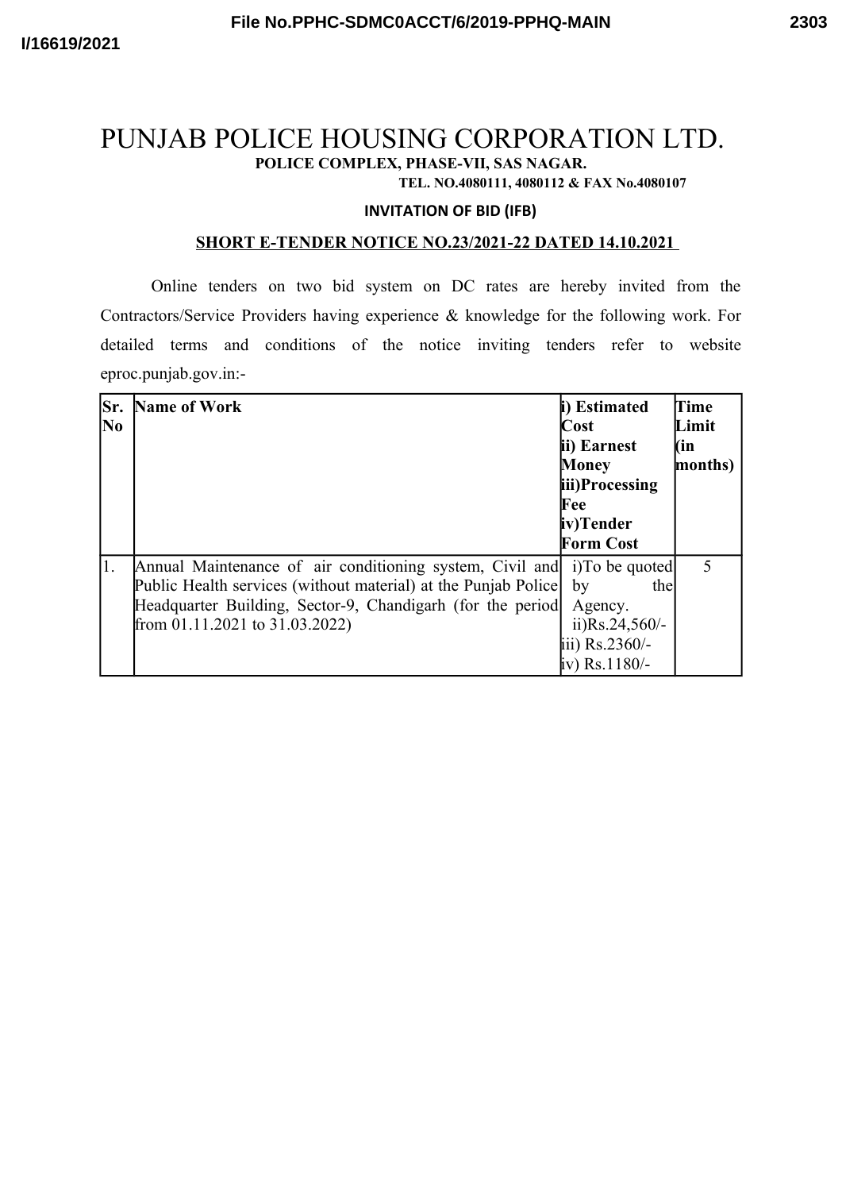# PUNJAB POLICE HOUSING CORPORATION LTD.

**POLICE COMPLEX, PHASE-VII, SAS NAGAR.**

**TEL. NO.4080111, 4080112 & FAX No.4080107**

**INVITATION OF BID (IFB)**

**SHORT E-TENDER NOTICE NO.23/2021-22 DATED 14.10.2021**

Online tenders on two bid system on DC rates are hereby invited from the Contractors/Service Providers having experience & knowledge for the following work. For detailed terms and conditions of the notice inviting tenders refer to website eproc.punjab.gov.in:-

| Sr. No | Name of Work | i) Estimated Cost<br>ii) Earnest Money<br>iii)Processing Fee<br>iv)Tender Form Cost | Time Limit (in months) |
|---|---|---|---|
| 1. | Annual Maintenance of air conditioning system, Civil and Public Health services (without material) at the Punjab Police Headquarter Building, Sector-9, Chandigarh (for the period from 01.11.2021 to 31.03.2022) | i)To be quoted by the Agency.<br>ii)Rs.24,560/-<br>iii) Rs.2360/-<br>iv) Rs.1180/- | 5 |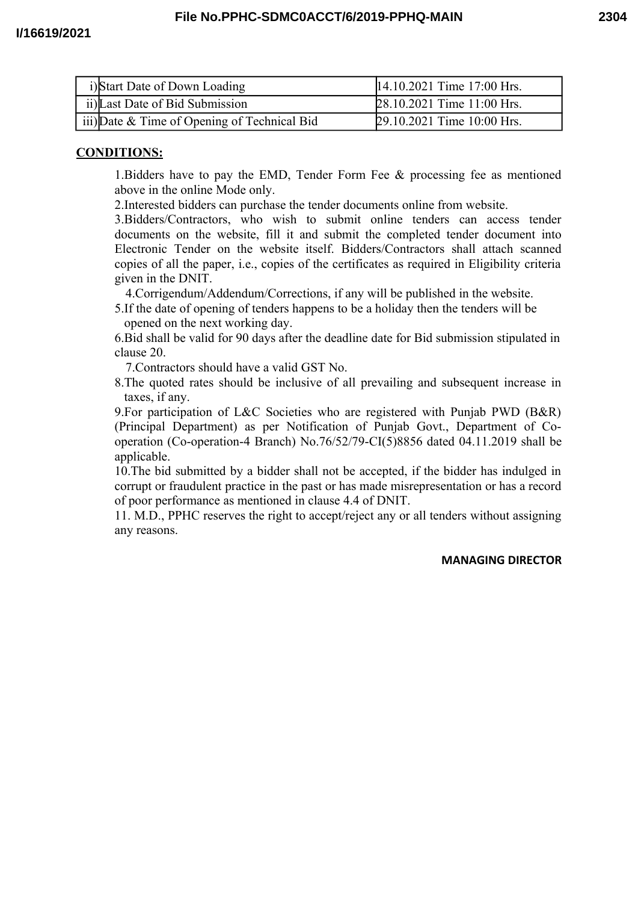| | | |
|---|---|---|
| i) | Start Date of Down Loading | 14.10.2021 Time 17:00 Hrs. |
| ii) | Last Date of Bid Submission | 28.10.2021 Time 11:00 Hrs. |
| iii) | Date & Time of Opening of Technical Bid | 29.10.2021 Time 10:00 Hrs. |

**CONDITIONS:**

1.Bidders have to pay the EMD, Tender Form Fee & processing fee as mentioned above in the online Mode only.

2.Interested bidders can purchase the tender documents online from website.

3.Bidders/Contractors, who wish to submit online tenders can access tender documents on the website, fill it and submit the completed tender document into Electronic Tender on the website itself. Bidders/Contractors shall attach scanned copies of all the paper, i.e., copies of the certificates as required in Eligibility criteria given in the DNIT.

4.Corrigendum/Addendum/Corrections, if any will be published in the website.

5.If the date of opening of tenders happens to be a holiday then the tenders will be opened on the next working day.

6.Bid shall be valid for 90 days after the deadline date for Bid submission stipulated in clause 20.

7.Contractors should have a valid GST No.

8.The quoted rates should be inclusive of all prevailing and subsequent increase in taxes, if any.

9.For participation of L&C Societies who are registered with Punjab PWD (B&R) (Principal Department) as per Notification of Punjab Govt., Department of Co-operation (Co-operation-4 Branch) No.76/52/79-CI(5)8856 dated 04.11.2019 shall be applicable.

10.The bid submitted by a bidder shall not be accepted, if the bidder has indulged in corrupt or fraudulent practice in the past or has made misrepresentation or has a record of poor performance as mentioned in clause 4.4 of DNIT.

11. M.D., PPHC reserves the right to accept/reject any or all tenders without assigning any reasons.

**MANAGING DIRECTOR**